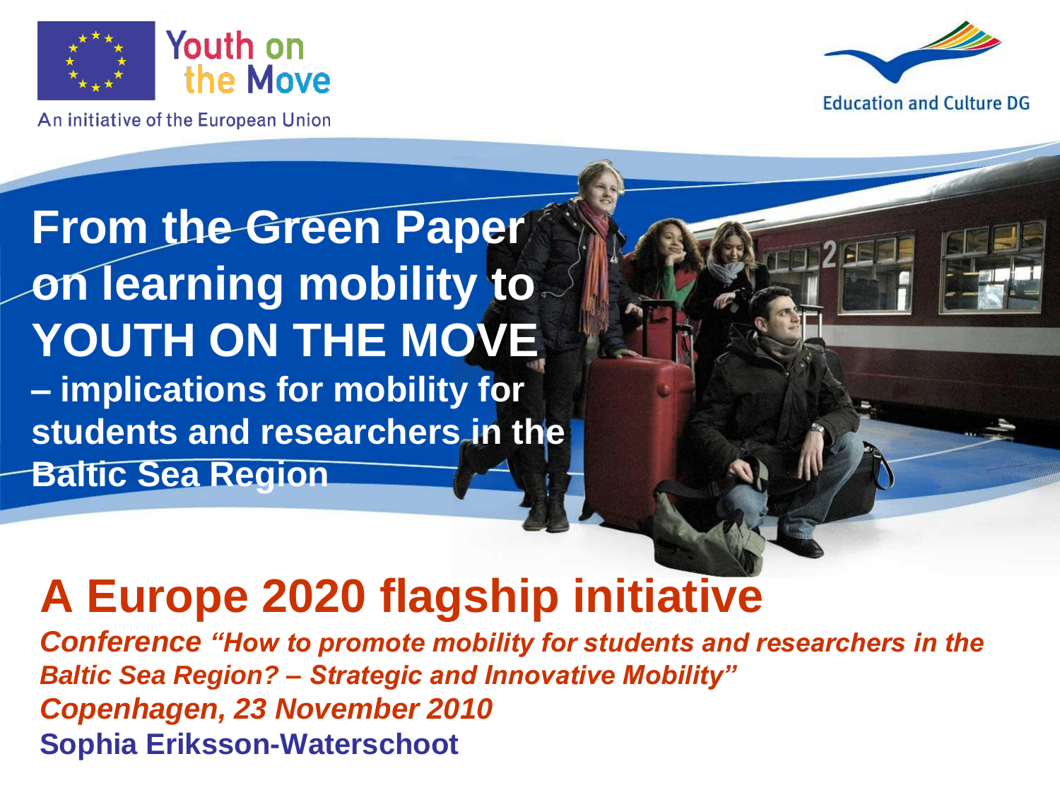Youth on the Move

An initiative of the European Union

Education and Culture DG

# From the Green Paper on learning mobility to YOUTH ON THE MOVE

**– implications for mobility for students and researchers in the Baltic Sea Region**

## A Europe 2020 flagship initiative

***Conference "How to promote mobility for students and researchers in the Baltic Sea Region? – Strategic and Innovative Mobility"***

***Copenhagen, 23 November 2010***

**Sophia Eriksson-Waterschoot**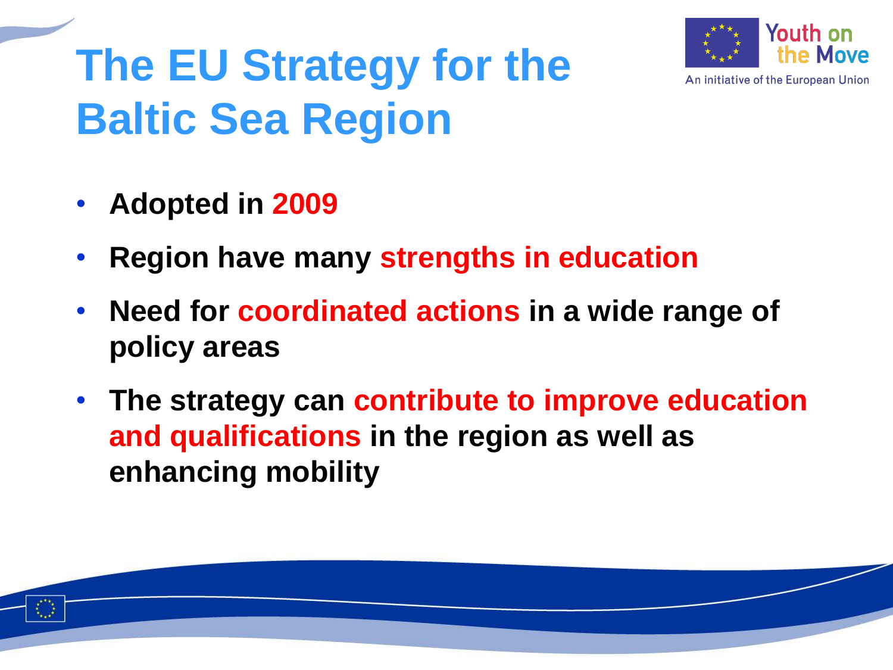# The EU Strategy for the Baltic Sea Region

- **Adopted in 2009**
- **Region have many strengths in education**
- **Need for coordinated actions in a wide range of policy areas**
- **The strategy can contribute to improve education and qualifications in the region as well as enhancing mobility**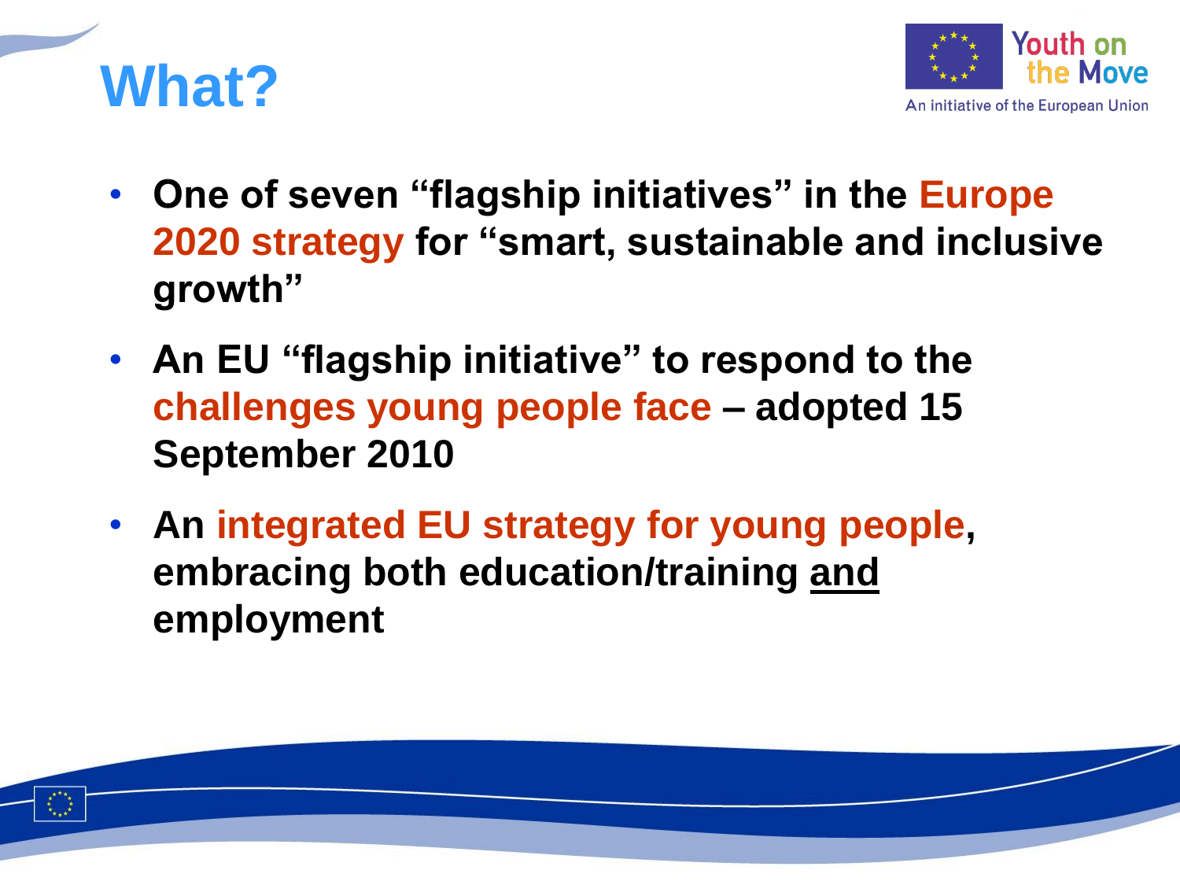# What?

- **One of seven "flagship initiatives" in the Europe 2020 strategy for "smart, sustainable and inclusive growth"**
- **An EU "flagship initiative" to respond to the challenges young people face – adopted 15 September 2010**
- **An integrated EU strategy for young people, embracing both education/training <u>and</u> employment**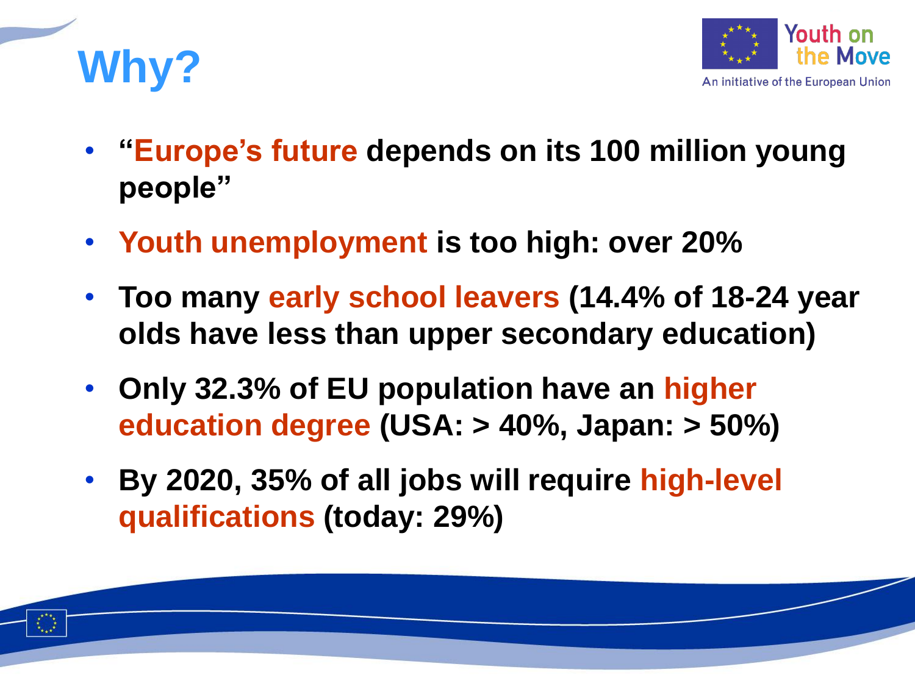# Why?

- **"Europe's future depends on its 100 million young people"**
- **Youth unemployment is too high: over 20%**
- **Too many early school leavers (14.4% of 18-24 year olds have less than upper secondary education)**
- **Only 32.3% of EU population have an higher education degree (USA: > 40%, Japan: > 50%)**
- **By 2020, 35% of all jobs will require high-level qualifications (today: 29%)**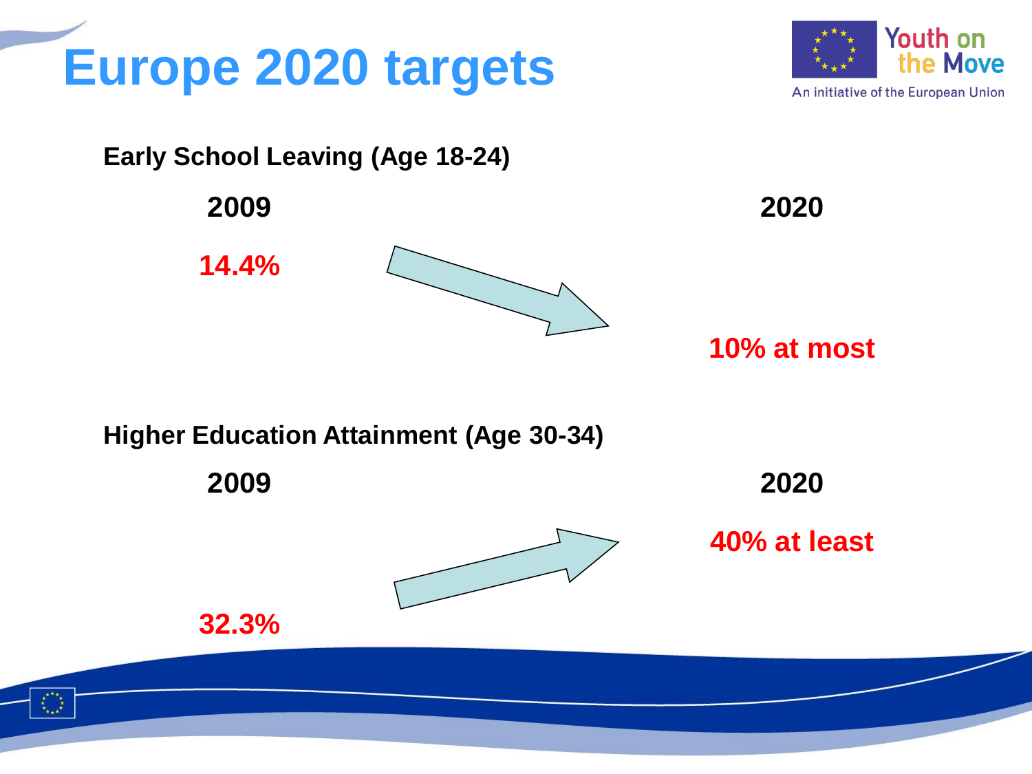# Europe 2020 targets

**Early School Leaving (Age 18-24)**

| 2009 | 2020 |
| --- | --- |
| 14.4% | 10% at most |

**Higher Education Attainment (Age 30-34)**

| 2009 | 2020 |
| --- | --- |
| 32.3% | 40% at least |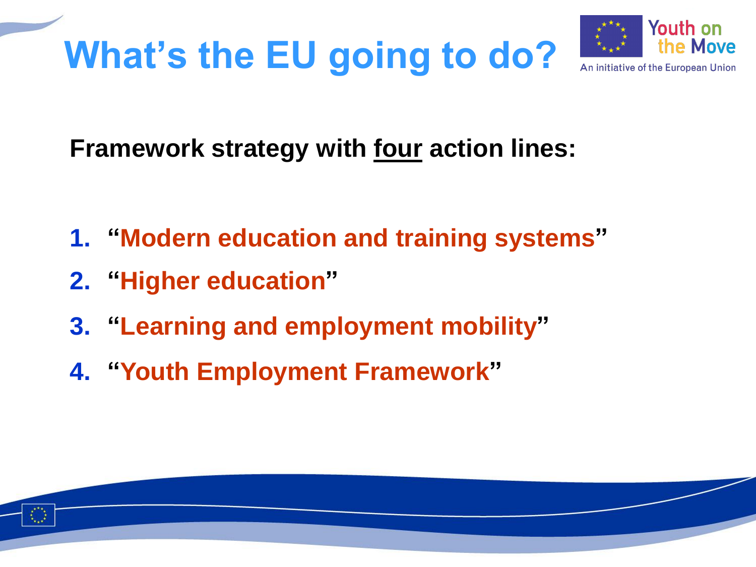# What's the EU going to do?

Youth on the Move
An initiative of the European Union

**Framework strategy with four action lines:**

1. **"Modern education and training systems"**
2. **"Higher education"**
3. **"Learning and employment mobility"**
4. **"Youth Employment Framework"**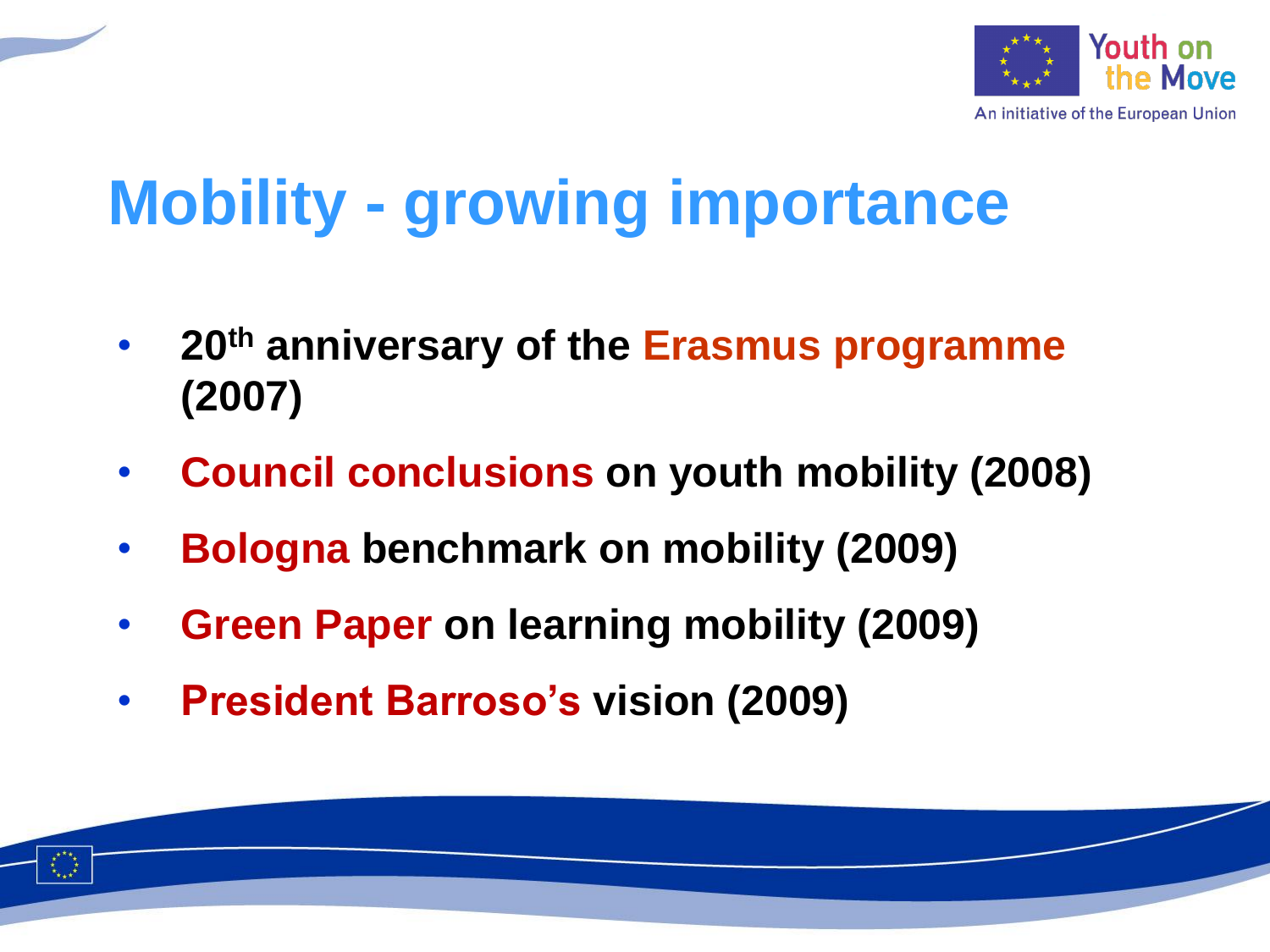# Mobility - growing importance

- **20th anniversary of the Erasmus programme (2007)**
- **Council conclusions on youth mobility (2008)**
- **Bologna benchmark on mobility (2009)**
- **Green Paper on learning mobility (2009)**
- **President Barroso's vision (2009)**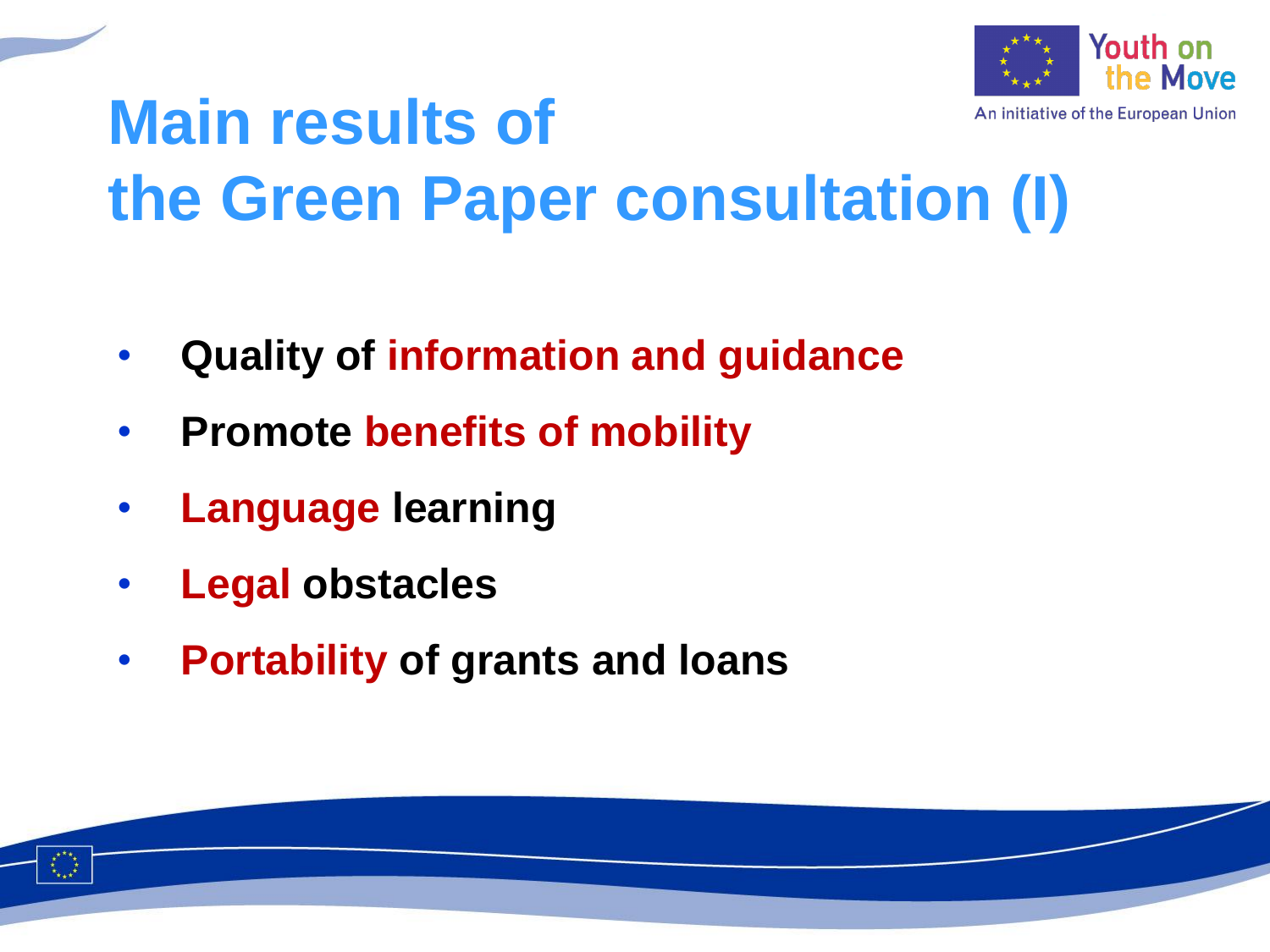# Main results of the Green Paper consultation (I)

- **Quality of information and guidance**
- **Promote benefits of mobility**
- **Language learning**
- **Legal obstacles**
- **Portability of grants and loans**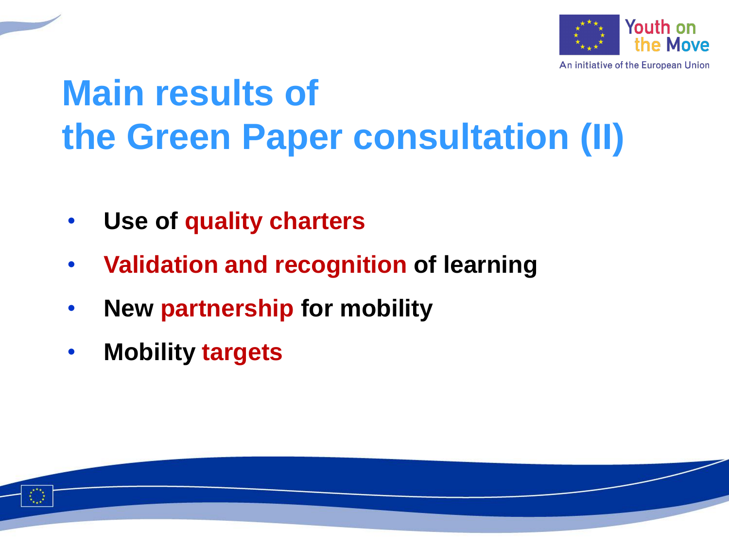# Main results of the Green Paper consultation (II)

- Use of quality charters
- Validation and recognition of learning
- New partnership for mobility
- Mobility targets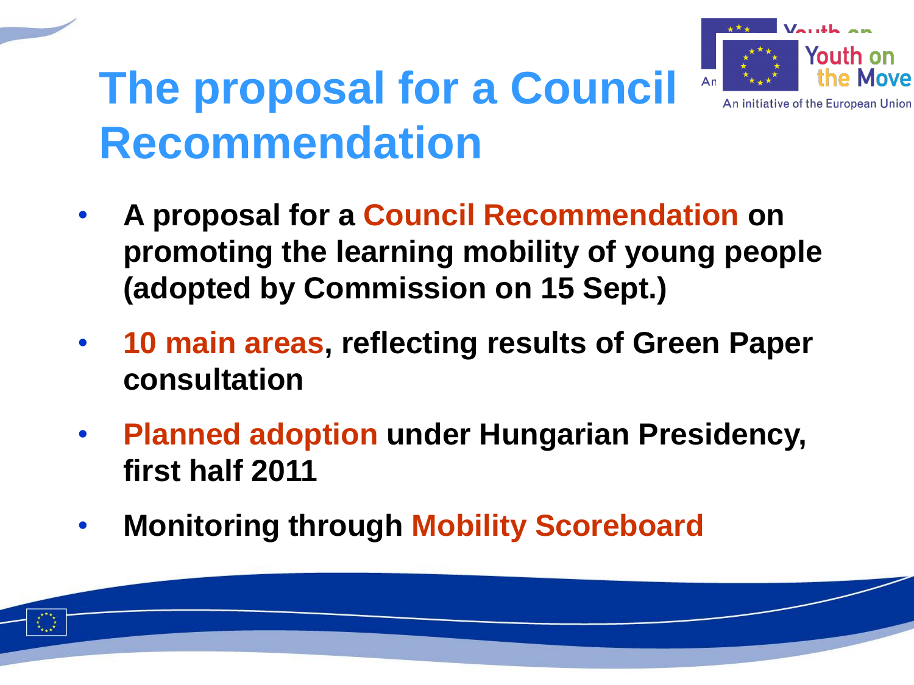# The proposal for a Council Recommendation

- **A proposal for a Council Recommendation on promoting the learning mobility of young people (adopted by Commission on 15 Sept.)**
- **10 main areas, reflecting results of Green Paper consultation**
- **Planned adoption under Hungarian Presidency, first half 2011**
- **Monitoring through Mobility Scoreboard**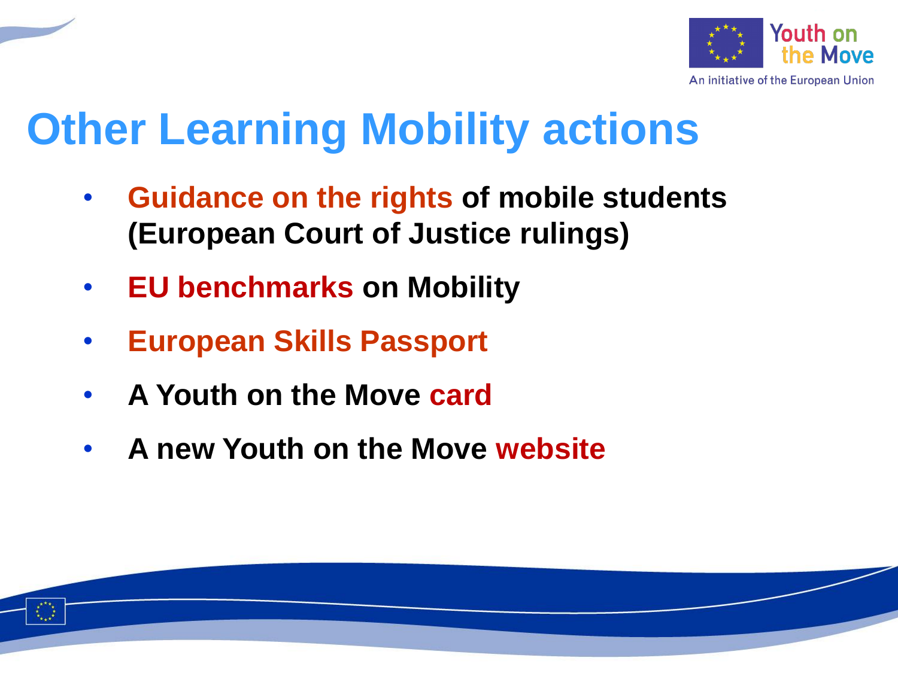# Other Learning Mobility actions

- **Guidance on the rights of mobile students (European Court of Justice rulings)**
- **EU benchmarks on Mobility**
- **European Skills Passport**
- **A Youth on the Move card**
- **A new Youth on the Move website**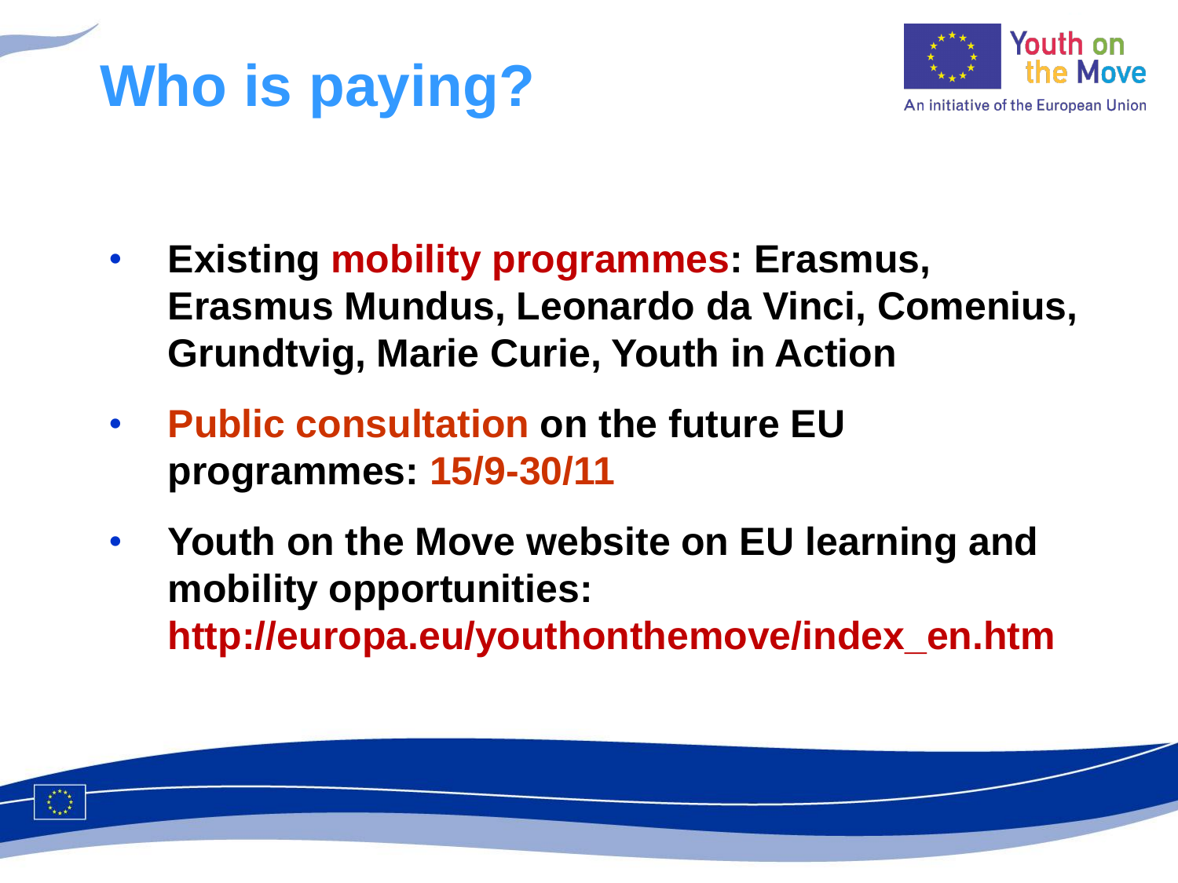# Who is paying?

- **Existing mobility programmes: Erasmus, Erasmus Mundus, Leonardo da Vinci, Comenius, Grundtvig, Marie Curie, Youth in Action**
- **Public consultation on the future EU programmes: 15/9-30/11**
- **Youth on the Move website on EU learning and mobility opportunities: http://europa.eu/youthonthemove/index_en.htm**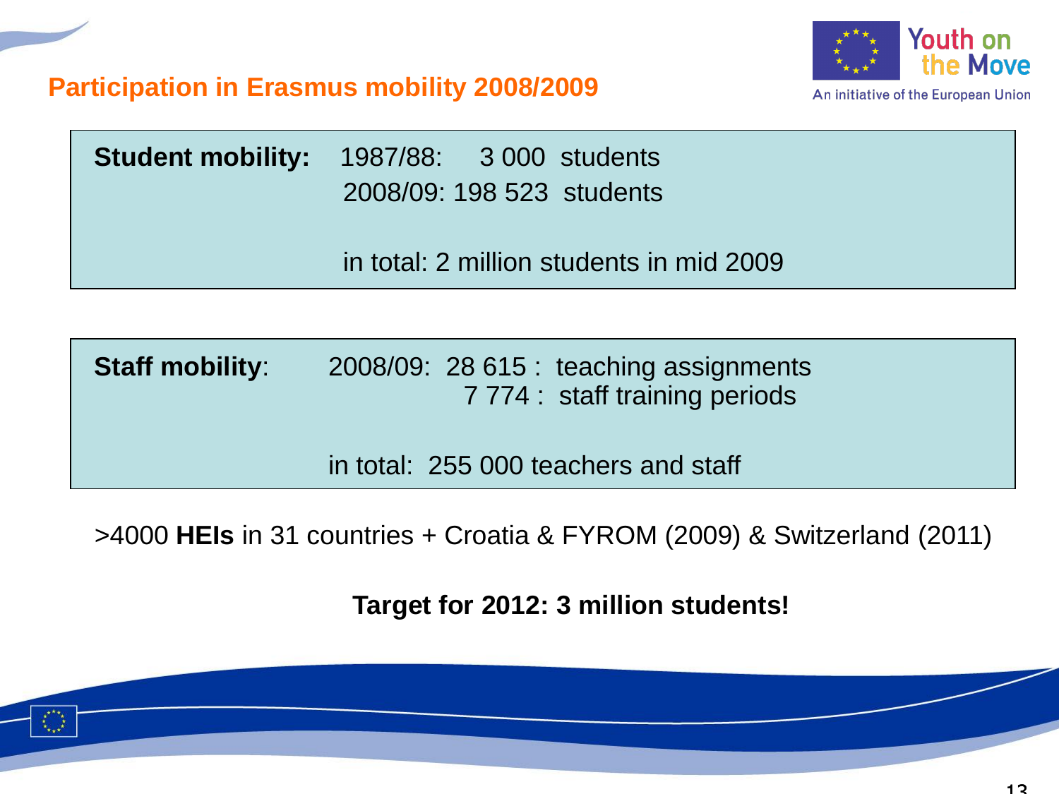## Participation in Erasmus mobility 2008/2009

**Student mobility:** 1987/88: 3 000 students
2008/09: 198 523 students

in total: 2 million students in mid 2009

**Staff mobility**: 2008/09: 28 615 : teaching assignments
7 774 : staff training periods

in total: 255 000 teachers and staff

>4000 **HEIs** in 31 countries + Croatia & FYROM (2009) & Switzerland (2011)

**Target for 2012: 3 million students!**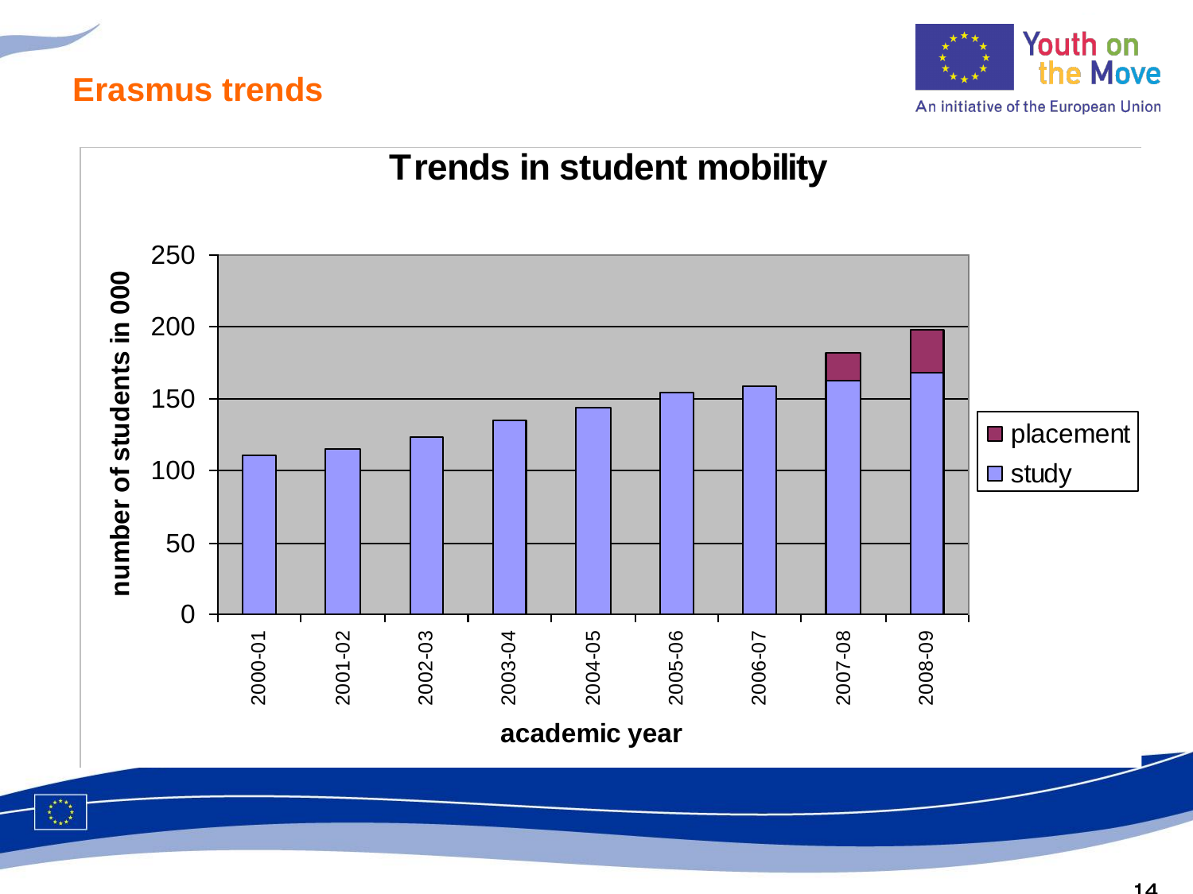# Erasmus trends

Youth on the Move
An initiative of the European Union

## Trends in student mobility

number of students in 000

250
200
150
100
50
0

2000-01
2001-02
2002-03
2003-04
2004-05
2005-06
2006-07
2007-08
2008-09

academic year

placement
study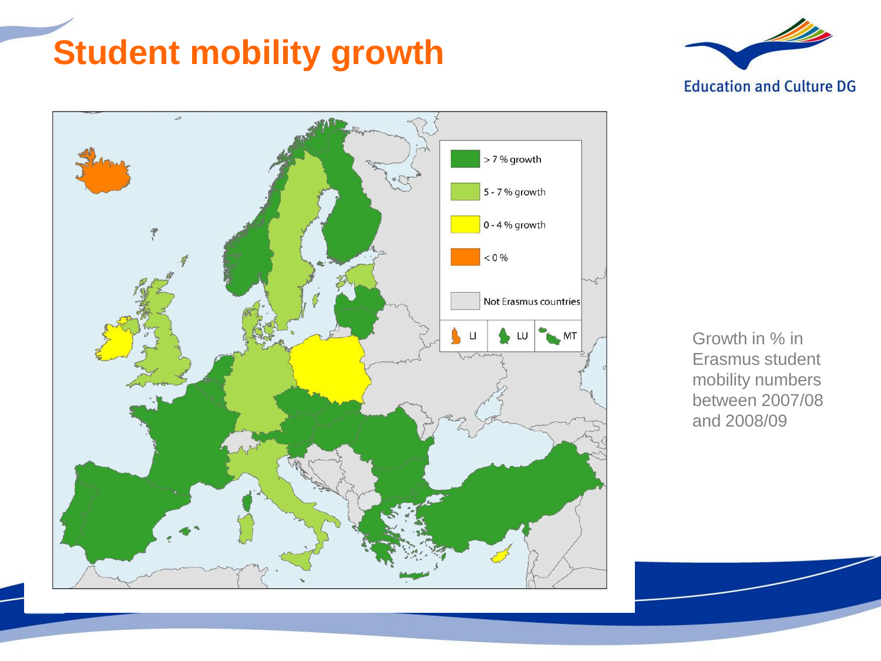# Student mobility growth

Education and Culture DG

> 7 % growth

5 - 7 % growth

0 - 4 % growth

< 0 %

Not Erasmus countries

LI

LU

MT

Growth in % in Erasmus student mobility numbers between 2007/08 and 2008/09